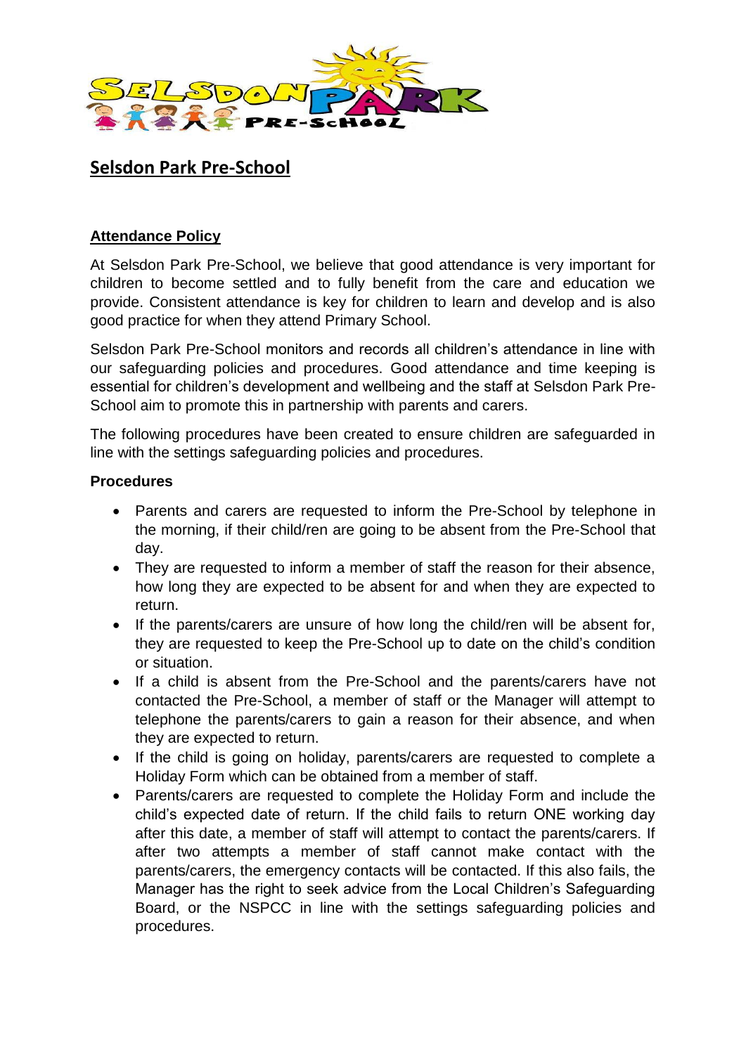# Selsdon Park Pre-School

## Attendance Policy

At Selsdon Park Pre-School, we believe that good attendance is very important for children to become settled and to fully benefit from the care and education we provide. Consistent attendance is key for children to learn and develop and is also good practice for when they attend Primary School.

Selsdon Park Pre-School monitors and records all children's attendance in line with our safeguarding policies and procedures. Good attendance and time keeping is essential for children's development and wellbeing and the staff at Selsdon Park Pre-School aim to promote this in partnership with parents and carers.

The following procedures have been created to ensure children are safeguarded in line with the settings safeguarding policies and procedures.

### Procedures

- Parents and carers are requested to inform the Pre-School by telephone in the morning, if their child/ren are going to be absent from the Pre-School that day.
- They are requested to inform a member of staff the reason for their absence, how long they are expected to be absent for and when they are expected to return.
- If the parents/carers are unsure of how long the child/ren will be absent for, they are requested to keep the Pre-School up to date on the child's condition or situation.
- If a child is absent from the Pre-School and the parents/carers have not contacted the Pre-School, a member of staff or the Manager will attempt to telephone the parents/carers to gain a reason for their absence, and when they are expected to return.
- If the child is going on holiday, parents/carers are requested to complete a Holiday Form which can be obtained from a member of staff.
- Parents/carers are requested to complete the Holiday Form and include the child's expected date of return. If the child fails to return ONE working day after this date, a member of staff will attempt to contact the parents/carers. If after two attempts a member of staff cannot make contact with the parents/carers, the emergency contacts will be contacted. If this also fails, the Manager has the right to seek advice from the Local Children's Safeguarding Board, or the NSPCC in line with the settings safeguarding policies and procedures.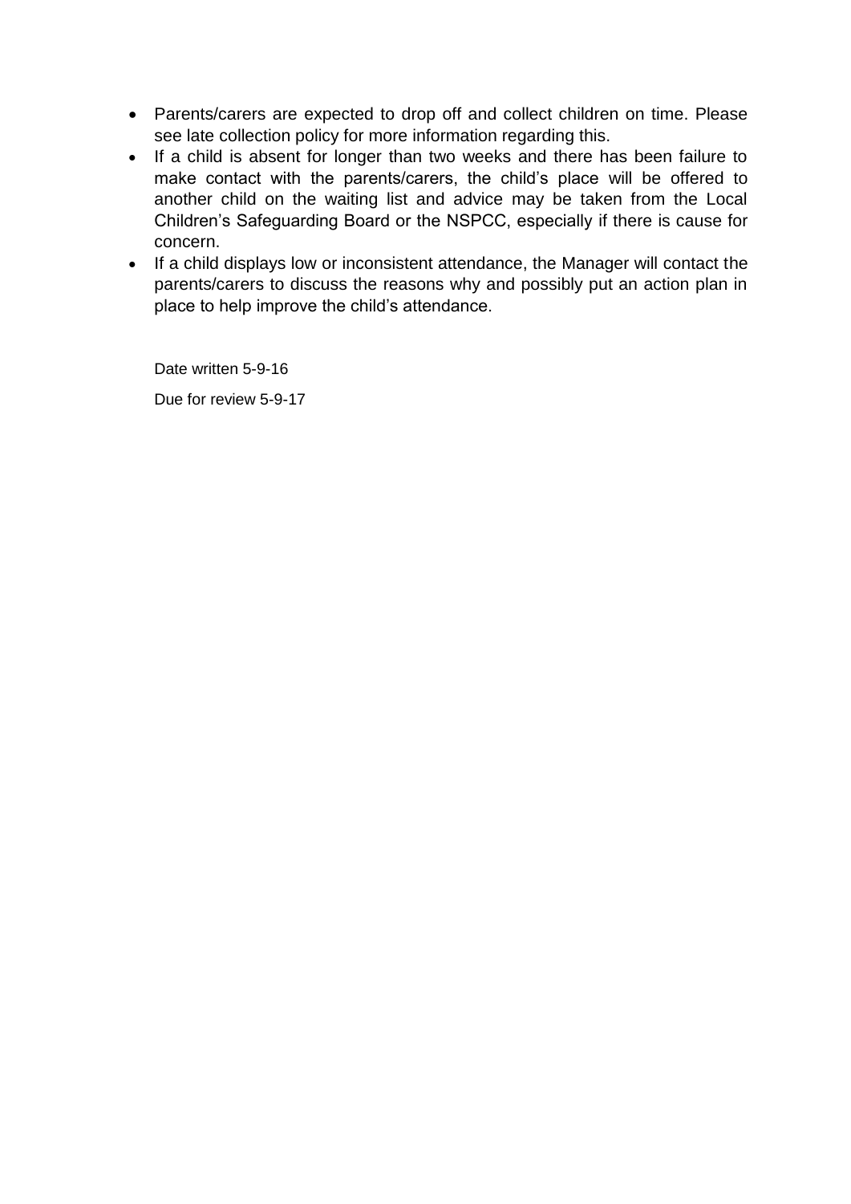- Parents/carers are expected to drop off and collect children on time. Please see late collection policy for more information regarding this.
- If a child is absent for longer than two weeks and there has been failure to make contact with the parents/carers, the child's place will be offered to another child on the waiting list and advice may be taken from the Local Children's Safeguarding Board or the NSPCC, especially if there is cause for concern.
- If a child displays low or inconsistent attendance, the Manager will contact the parents/carers to discuss the reasons why and possibly put an action plan in place to help improve the child's attendance.

Date written 5-9-16

Due for review 5-9-17